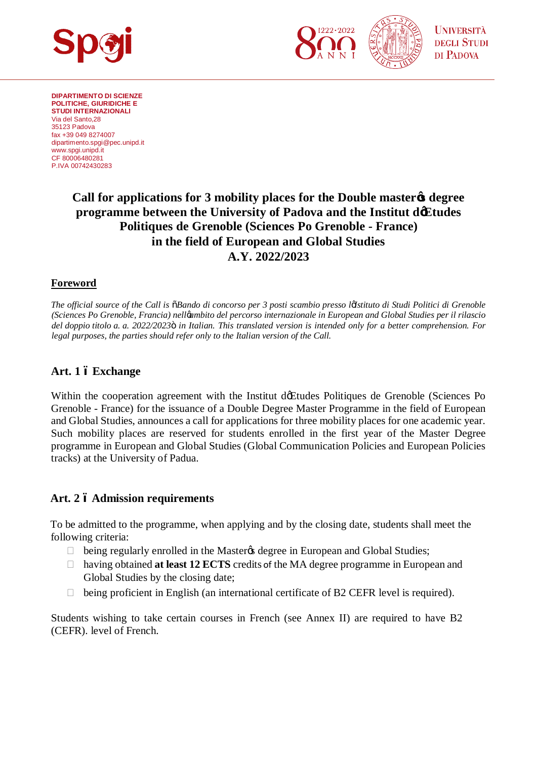**DIPARTIMENTO DI SCIENZE POLITICHE, GIURIDICHE E STUDI INTERNAZIONALI**
Via del Santo,28
35123 Padova
fax +39 049 8274007
dipartimento.spgi@pec.unipd.it
www.spgi.unipd.it
CF 80006480281
P.IVA 00742430283

# Call for applications for 3 mobility places for the Double master's degree programme between the University of Padova and the Institut d'Etudes Politiques de Grenoble (Sciences Po Grenoble - France) in the field of European and Global Studies A.Y. 2022/2023

## Foreword

*The official source of the Call is "Bando di concorso per 3 posti scambio presso l'Istituto di Studi Politici di Grenoble (Sciences Po Grenoble, Francia) nell'ambito del percorso internazionale in European and Global Studies per il rilascio del doppio titolo a. a. 2022/2023" in Italian. This translated version is intended only for a better comprehension. For legal purposes, the parties should refer only to the Italian version of the Call.*

## Art. 1 – Exchange

Within the cooperation agreement with the Institut d'Etudes Politiques de Grenoble (Sciences Po Grenoble - France) for the issuance of a Double Degree Master Programme in the field of European and Global Studies, announces a call for applications for three mobility places for one academic year. Such mobility places are reserved for students enrolled in the first year of the Master Degree programme in European and Global Studies (Global Communication Policies and European Policies tracks) at the University of Padua.

## Art. 2 – Admission requirements

To be admitted to the programme, when applying and by the closing date, students shall meet the following criteria:

- being regularly enrolled in the Master's degree in European and Global Studies;
- having obtained **at least 12 ECTS** credits of the MA degree programme in European and Global Studies by the closing date;
- being proficient in English (an international certificate of B2 CEFR level is required).

Students wishing to take certain courses in French (see Annex II) are required to have B2 (CEFR). level of French.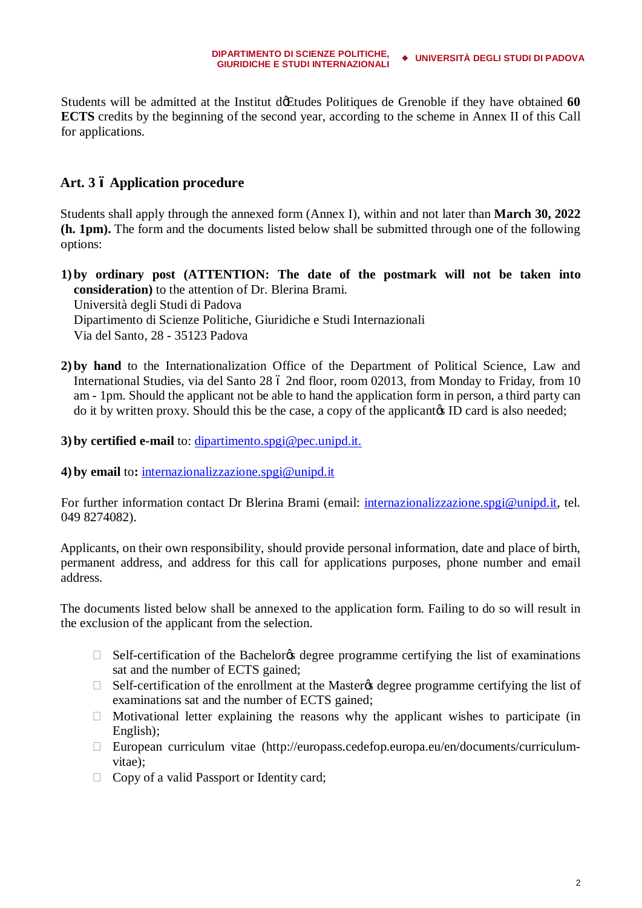Students will be admitted at the Institut d'Etudes Politiques de Grenoble if they have obtained **60 ECTS** credits by the beginning of the second year, according to the scheme in Annex II of this Call for applications.

## Art. 3 – Application procedure

Students shall apply through the annexed form (Annex I), within and not later than **March 30, 2022 (h. 1pm).** The form and the documents listed below shall be submitted through one of the following options:

1) **by ordinary post (ATTENTION: The date of the postmark will not be taken into consideration)** to the attention of Dr. Blerina Brami.
   Università degli Studi di Padova
   Dipartimento di Scienze Politiche, Giuridiche e Studi Internazionali
   Via del Santo, 28 - 35123 Padova

2) **by hand** to the Internationalization Office of the Department of Political Science, Law and International Studies, via del Santo 28 – 2nd floor, room 02013, from Monday to Friday, from 10 am - 1pm. Should the applicant not be able to hand the application form in person, a third party can do it by written proxy. Should this be the case, a copy of the applicant's ID card is also needed;

3) **by certified e-mail** to: dipartimento.spgi@pec.unipd.it.

4) **by email** to**:** internazionalizzazione.spgi@unipd.it

For further information contact Dr Blerina Brami (email: internazionalizzazione.spgi@unipd.it, tel. 049 8274082).

Applicants, on their own responsibility, should provide personal information, date and place of birth, permanent address, and address for this call for applications purposes, phone number and email address.

The documents listed below shall be annexed to the application form. Failing to do so will result in the exclusion of the applicant from the selection.

- Self-certification of the Bachelor's degree programme certifying the list of examinations sat and the number of ECTS gained;
- Self-certification of the enrollment at the Master's degree programme certifying the list of examinations sat and the number of ECTS gained;
- Motivational letter explaining the reasons why the applicant wishes to participate (in English);
- European curriculum vitae (http://europass.cedefop.europa.eu/en/documents/curriculum-vitae);
- Copy of a valid Passport or Identity card;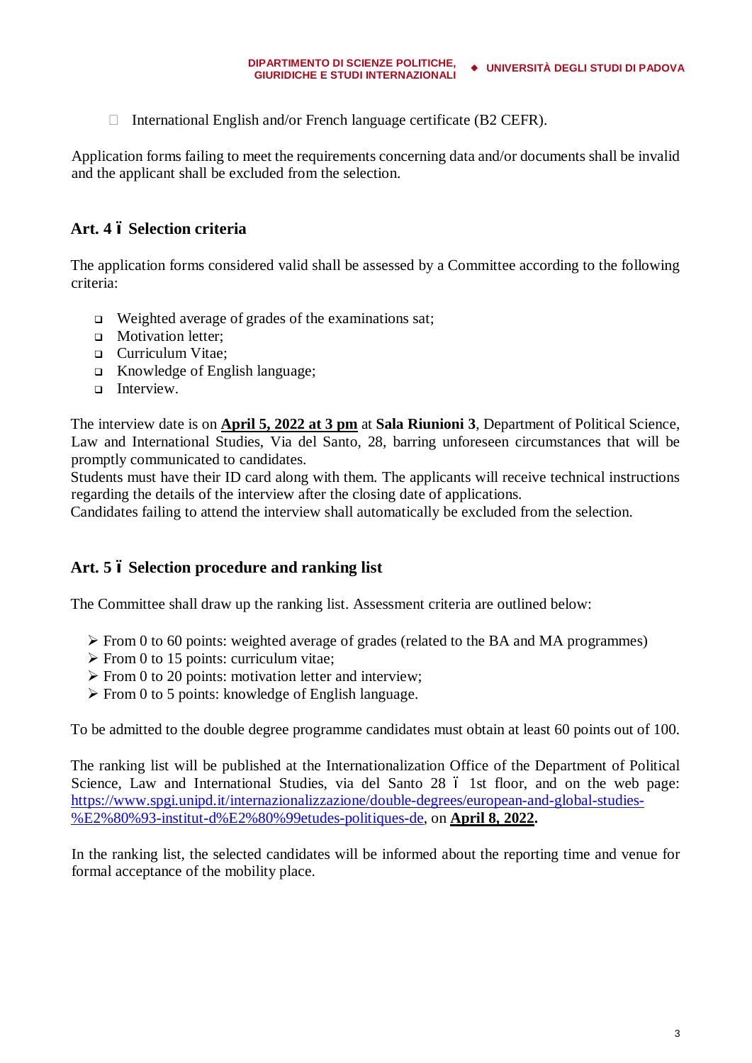- International English and/or French language certificate (B2 CEFR).

Application forms failing to meet the requirements concerning data and/or documents shall be invalid and the applicant shall be excluded from the selection.

## Art. 4 – Selection criteria

The application forms considered valid shall be assessed by a Committee according to the following criteria:

- Weighted average of grades of the examinations sat;
- Motivation letter;
- Curriculum Vitae;
- Knowledge of English language;
- Interview.

The interview date is on **April 5, 2022 at 3 pm** at **Sala Riunioni 3**, Department of Political Science, Law and International Studies, Via del Santo, 28, barring unforeseen circumstances that will be promptly communicated to candidates.
Students must have their ID card along with them. The applicants will receive technical instructions regarding the details of the interview after the closing date of applications.
Candidates failing to attend the interview shall automatically be excluded from the selection.

## Art. 5 – Selection procedure and ranking list

The Committee shall draw up the ranking list. Assessment criteria are outlined below:

- From 0 to 60 points: weighted average of grades (related to the BA and MA programmes)
- From 0 to 15 points: curriculum vitae;
- From 0 to 20 points: motivation letter and interview;
- From 0 to 5 points: knowledge of English language.

To be admitted to the double degree programme candidates must obtain at least 60 points out of 100.

The ranking list will be published at the Internationalization Office of the Department of Political Science, Law and International Studies, via del Santo 28 – 1st floor, and on the web page: https://www.spgi.unipd.it/internazionalizzazione/double-degrees/european-and-global-studies-%E2%80%93-institut-d%E2%80%99etudes-politiques-de, on **April 8, 2022**.

In the ranking list, the selected candidates will be informed about the reporting time and venue for formal acceptance of the mobility place.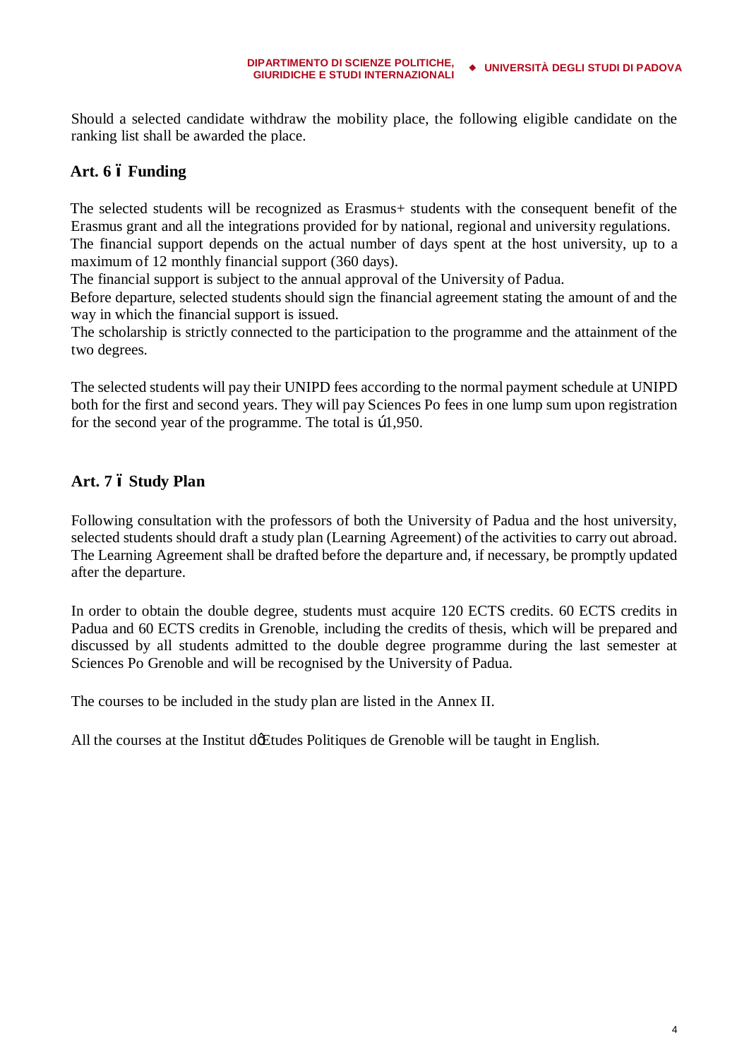Should a selected candidate withdraw the mobility place, the following eligible candidate on the ranking list shall be awarded the place.

## Art. 6 – Funding

The selected students will be recognized as Erasmus+ students with the consequent benefit of the Erasmus grant and all the integrations provided for by national, regional and university regulations.
The financial support depends on the actual number of days spent at the host university, up to a maximum of 12 monthly financial support (360 days).
The financial support is subject to the annual approval of the University of Padua.
Before departure, selected students should sign the financial agreement stating the amount of and the way in which the financial support is issued.
The scholarship is strictly connected to the participation to the programme and the attainment of the two degrees.

The selected students will pay their UNIPD fees according to the normal payment schedule at UNIPD both for the first and second years. They will pay Sciences Po fees in one lump sum upon registration for the second year of the programme. The total is €1,950.

## Art. 7 – Study Plan

Following consultation with the professors of both the University of Padua and the host university, selected students should draft a study plan (Learning Agreement) of the activities to carry out abroad. The Learning Agreement shall be drafted before the departure and, if necessary, be promptly updated after the departure.

In order to obtain the double degree, students must acquire 120 ECTS credits. 60 ECTS credits in Padua and 60 ECTS credits in Grenoble, including the credits of thesis, which will be prepared and discussed by all students admitted to the double degree programme during the last semester at Sciences Po Grenoble and will be recognised by the University of Padua.

The courses to be included in the study plan are listed in the Annex II.

All the courses at the Institut d'Etudes Politiques de Grenoble will be taught in English.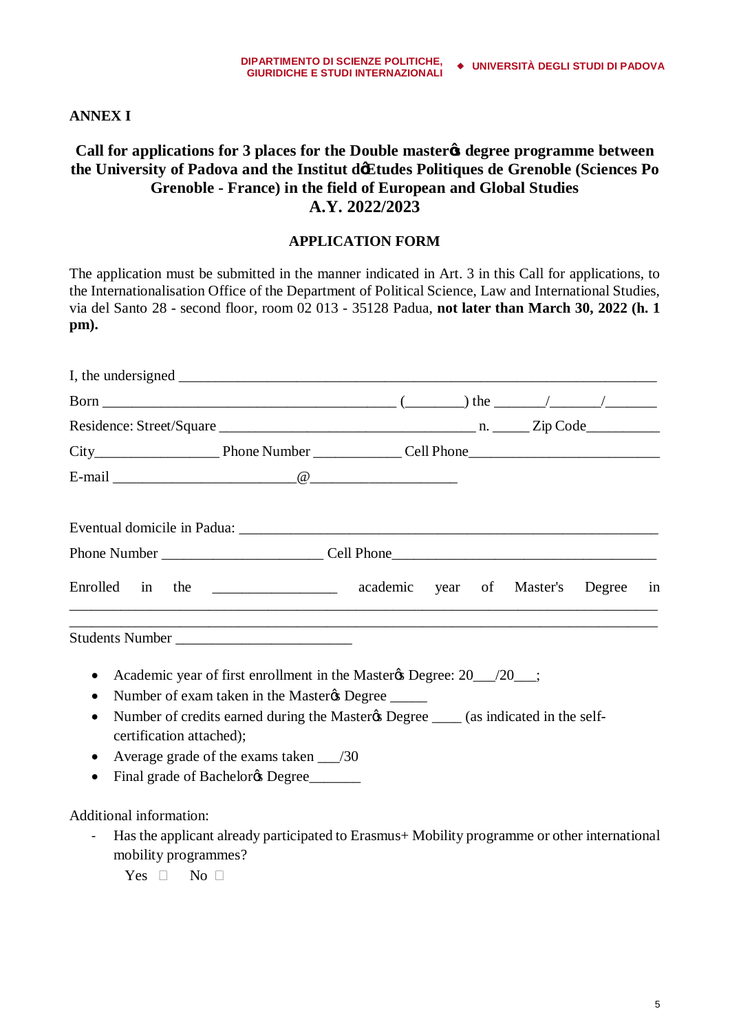**ANNEX I**

**Call for applications for 3 places for the Double master�s degree programme between the University of Padova and the Institut d�Etudes Politiques de Grenoble (Sciences Po Grenoble - France) in the field of European and Global Studies A.Y. 2022/2023**

**APPLICATION FORM**

The application must be submitted in the manner indicated in Art. 3 in this Call for applications, to the Internationalisation Office of the Department of Political Science, Law and International Studies, via del Santo 28 - second floor, room 02 013 - 35128 Padua, **not later than March 30, 2022 (h. 1 pm).**

I, the undersigned ________________________________________________________________

Born ___________________________________________ (________) the _______/_______/_______

Residence: Street/Square ____________________________________ n. _____ Zip Code__________

City_________________ Phone Number ____________ Cell Phone__________________________

E-mail __________________________@____________________

Eventual domicile in Padua: __________________________________________________________

Phone Number ______________________ Cell Phone____________________________________

Enrolled in the _________________ academic year of Master's Degree in ______________________________________________________________________________

______________________________________________________________________________

Students Number ________________________

- Academic year of first enrollment in the Master�s Degree: 20___/20___;
- Number of exam taken in the Master�s Degree _____
- Number of credits earned during the Master�s Degree ____ (as indicated in the self-certification attached);
- Average grade of the exams taken ___/30
- Final grade of Bachelor�s Degree_______

Additional information:

- Has the applicant already participated to Erasmus+ Mobility programme or other international mobility programmes?

  Yes ☐ No ☐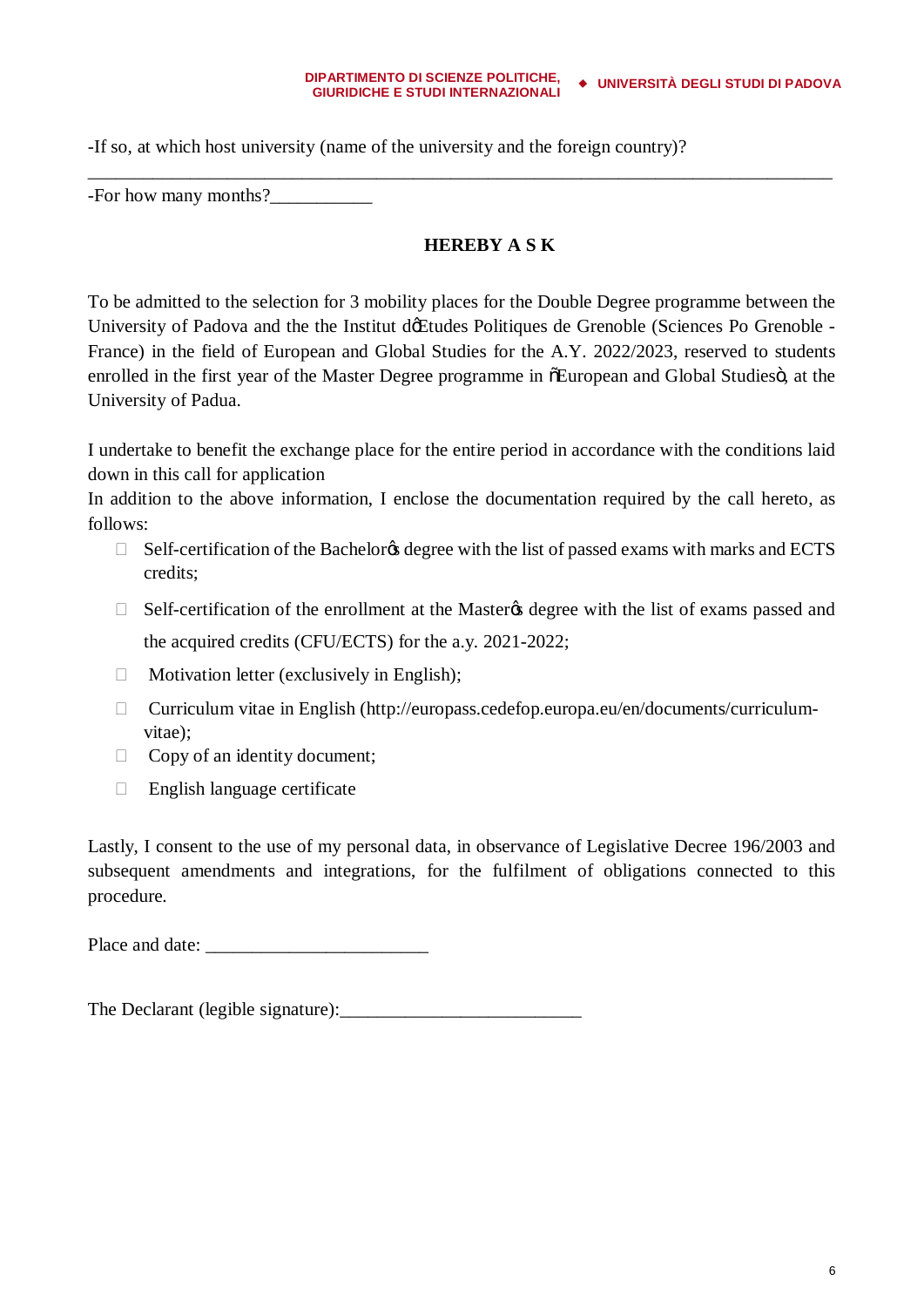-If so, at which host university (name of the university and the foreign country)?
\_\_\_\_\_\_\_\_\_\_\_\_\_\_\_\_\_\_\_\_\_\_\_\_\_\_\_\_\_\_\_\_\_\_\_\_\_\_\_\_\_\_\_\_\_\_\_\_\_\_\_\_\_\_\_\_\_\_\_\_\_\_\_\_\_\_\_\_\_\_\_\_\_\_\_\_\_\_\_\_

-For how many months?\_\_\_\_\_\_\_\_\_\_\_

**HEREBY A S K**

To be admitted to the selection for 3 mobility places for the Double Degree programme between the University of Padova and the the Institut d'Etudes Politiques de Grenoble (Sciences Po Grenoble - France) in the field of European and Global Studies for the A.Y. 2022/2023, reserved to students enrolled in the first year of the Master Degree programme in "European and Global Studies", at the University of Padua.

I undertake to benefit the exchange place for the entire period in accordance with the conditions laid down in this call for application
In addition to the above information, I enclose the documentation required by the call hereto, as follows:

- ☐ Self-certification of the Bachelor's degree with the list of passed exams with marks and ECTS credits;
- ☐ Self-certification of the enrollment at the Master's degree with the list of exams passed and the acquired credits (CFU/ECTS) for the a.y. 2021-2022;
- ☐ Motivation letter (exclusively in English);
- ☐ Curriculum vitae in English (http://europass.cedefop.europa.eu/en/documents/curriculum-vitae);
- ☐ Copy of an identity document;
- ☐ English language certificate

Lastly, I consent to the use of my personal data, in observance of Legislative Decree 196/2003 and subsequent amendments and integrations, for the fulfilment of obligations connected to this procedure.

Place and date: \_\_\_\_\_\_\_\_\_\_\_\_\_\_\_\_\_\_\_\_\_\_\_\_

The Declarant (legible signature):\_\_\_\_\_\_\_\_\_\_\_\_\_\_\_\_\_\_\_\_\_\_\_\_\_\_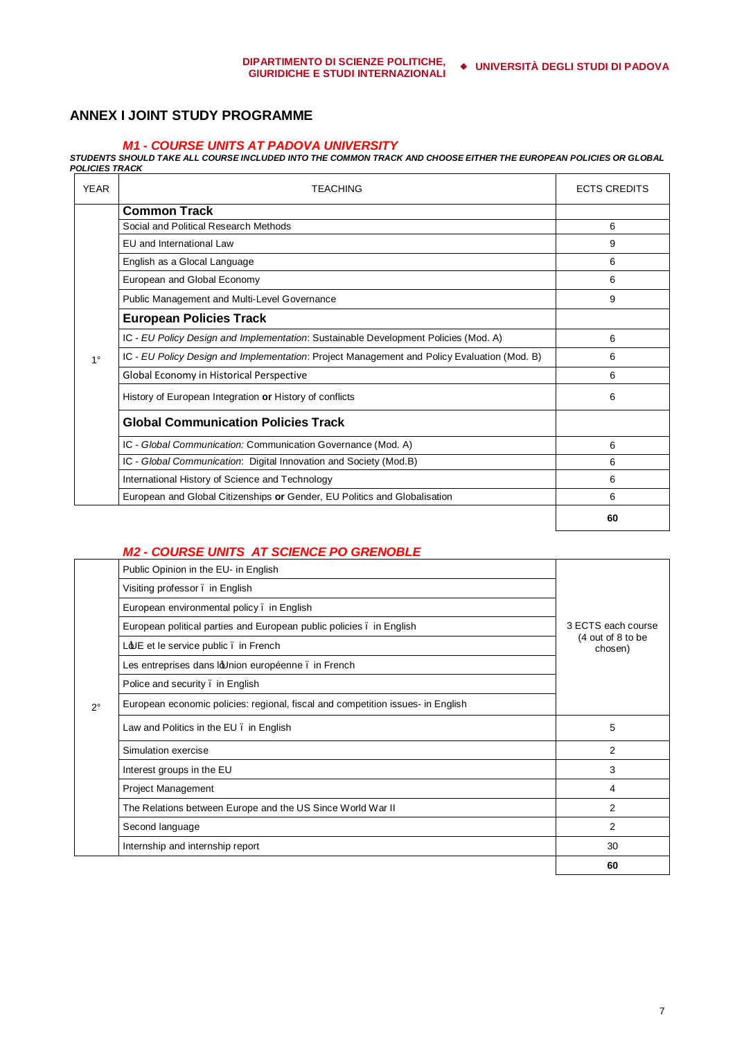## ANNEX I JOINT STUDY PROGRAMME

### *M1 - COURSE UNITS AT PADOVA UNIVERSITY*

***STUDENTS SHOULD TAKE ALL COURSE INCLUDED INTO THE COMMON TRACK AND CHOOSE EITHER THE EUROPEAN POLICIES OR GLOBAL POLICIES TRACK***

| YEAR | TEACHING | ECTS CREDITS |
|---|---|---|
| 1° | **Common Track** | |
| | Social and Political Research Methods | 6 |
| | EU and International Law | 9 |
| | English as a Glocal Language | 6 |
| | European and Global Economy | 6 |
| | Public Management and Multi-Level Governance | 9 |
| | **European Policies Track** | |
| | IC - *EU Policy Design and Implementation*: Sustainable Development Policies (Mod. A) | 6 |
| | IC - *EU Policy Design and Implementation*: Project Management and Policy Evaluation (Mod. B) | 6 |
| | Global Economy in Historical Perspective | 6 |
| | History of European Integration **or** History of conflicts | 6 |
| | **Global Communication Policies Track** | |
| | IC - *Global Communication:* Communication Governance (Mod. A) | 6 |
| | IC - *Global Communication*: Digital Innovation and Society (Mod.B) | 6 |
| | International History of Science and Technology | 6 |
| | European and Global Citizenships **or** Gender, EU Politics and Globalisation | 6 |
| | | **60** |

### *M2 - COURSE UNITS AT SCIENCE PO GRENOBLE*

| | | |
|---|---|---|
| 2° | Public Opinion in the EU- in English | 3 ECTS each course (4 out of 8 to be chosen) |
| | Visiting professor – in English | |
| | European environmental policy – in English | |
| | European political parties and European public policies – in English | |
| | L'UE et le service public – in French | |
| | Les entreprises dans l'Union européenne – in French | |
| | Police and security – in English | |
| | European economic policies: regional, fiscal and competition issues- in English | |
| | Law and Politics in the EU – in English | 5 |
| | Simulation exercise | 2 |
| | Interest groups in the EU | 3 |
| | Project Management | 4 |
| | The Relations between Europe and the US Since World War II | 2 |
| | Second language | 2 |
| | Internship and internship report | 30 |
| | | **60** |